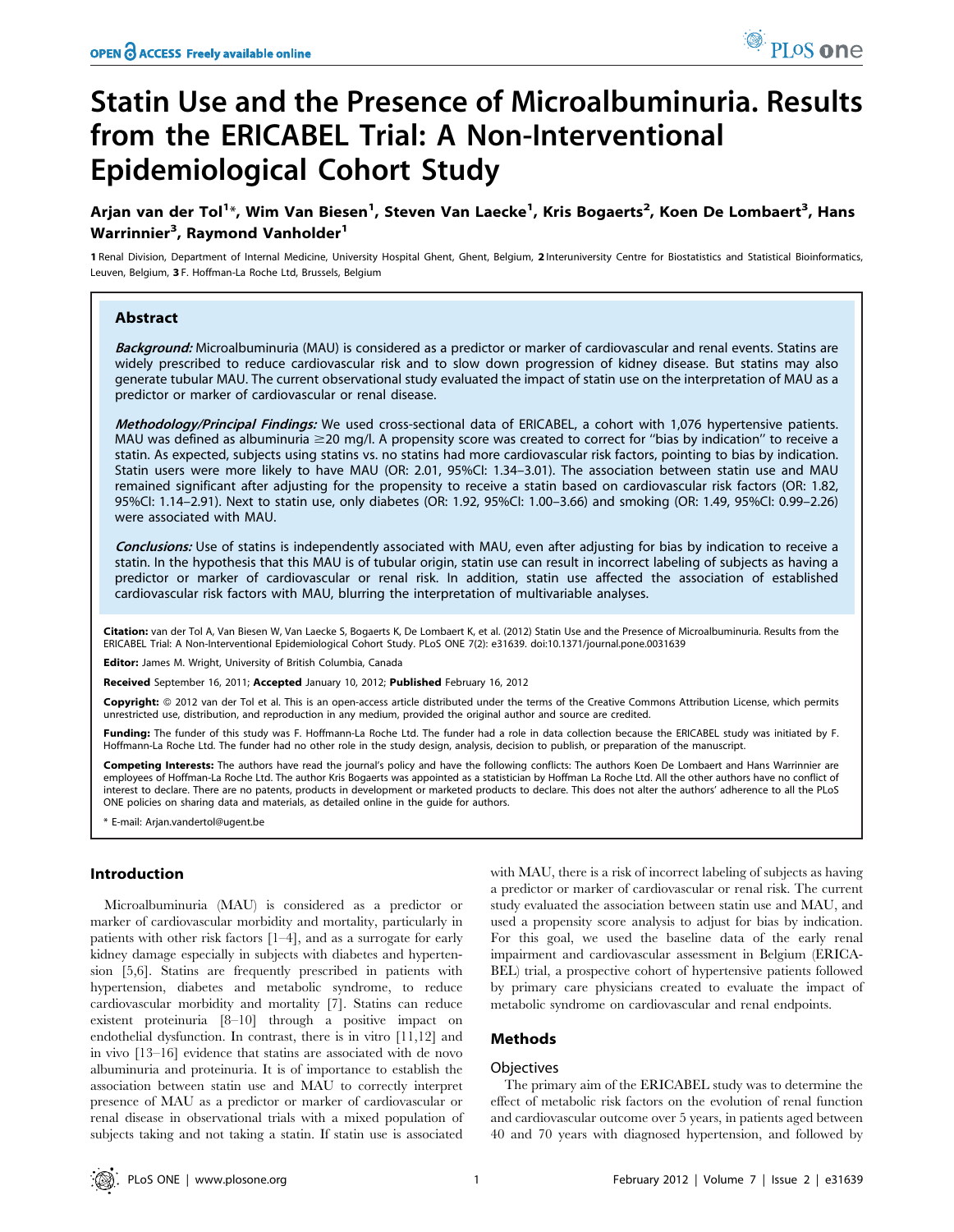# Statin Use and the Presence of Microalbuminuria. Results from the ERICABEL Trial: A Non-Interventional Epidemiological Cohort Study

**Arjan van der Tol[1]*, Wim Van Biesen[1], Steven Van Laecke[1], Kris Bogaerts[2], Koen De Lombaert[3], Hans Warrinnier[3], Raymond Vanholder[1]**

1 Renal Division, Department of Internal Medicine, University Hospital Ghent, Ghent, Belgium, 2 Interuniversity Centre for Biostatistics and Statistical Bioinformatics, Leuven, Belgium, 3 F. Hoffman-La Roche Ltd, Brussels, Belgium

## Abstract

***Background:*** Microalbuminuria (MAU) is considered as a predictor or marker of cardiovascular and renal events. Statins are widely prescribed to reduce cardiovascular risk and to slow down progression of kidney disease. But statins may also generate tubular MAU. The current observational study evaluated the impact of statin use on the interpretation of MAU as a predictor or marker of cardiovascular or renal disease.

***Methodology/Principal Findings:*** We used cross-sectional data of ERICABEL, a cohort with 1,076 hypertensive patients. MAU was defined as albuminuria ≧20 mg/l. A propensity score was created to correct for "bias by indication" to receive a statin. As expected, subjects using statins vs. no statins had more cardiovascular risk factors, pointing to bias by indication. Statin users were more likely to have MAU (OR: 2.01, 95%CI: 1.34–3.01). The association between statin use and MAU remained significant after adjusting for the propensity to receive a statin based on cardiovascular risk factors (OR: 1.82, 95%CI: 1.14–2.91). Next to statin use, only diabetes (OR: 1.92, 95%CI: 1.00–3.66) and smoking (OR: 1.49, 95%CI: 0.99–2.26) were associated with MAU.

***Conclusions:*** Use of statins is independently associated with MAU, even after adjusting for bias by indication to receive a statin. In the hypothesis that this MAU is of tubular origin, statin use can result in incorrect labeling of subjects as having a predictor or marker of cardiovascular or renal risk. In addition, statin use affected the association of established cardiovascular risk factors with MAU, blurring the interpretation of multivariable analyses.

**Citation:** van der Tol A, Van Biesen W, Van Laecke S, Bogaerts K, De Lombaert K, et al. (2012) Statin Use and the Presence of Microalbuminuria. Results from the ERICABEL Trial: A Non-Interventional Epidemiological Cohort Study. PLoS ONE 7(2): e31639. doi:10.1371/journal.pone.0031639

**Editor:** James M. Wright, University of British Columbia, Canada

**Received** September 16, 2011; **Accepted** January 10, 2012; **Published** February 16, 2012

**Copyright:** © 2012 van der Tol et al. This is an open-access article distributed under the terms of the Creative Commons Attribution License, which permits unrestricted use, distribution, and reproduction in any medium, provided the original author and source are credited.

**Funding:** The funder of this study was F. Hoffmann-La Roche Ltd. The funder had a role in data collection because the ERICABEL study was initiated by F. Hoffmann-La Roche Ltd. The funder had no other role in the study design, analysis, decision to publish, or preparation of the manuscript.

**Competing Interests:** The authors have read the journal's policy and have the following conflicts: The authors Koen De Lombaert and Hans Warrinnier are employees of Hoffman-La Roche Ltd. The author Kris Bogaerts was appointed as a statistician by Hoffman La Roche Ltd. All the other authors have no conflict of interest to declare. There are no patents, products in development or marketed products to declare. This does not alter the authors' adherence to all the PLoS ONE policies on sharing data and materials, as detailed online in the guide for authors.

\* E-mail: Arjan.vandertol@ugent.be

## Introduction

Microalbuminuria (MAU) is considered as a predictor or marker of cardiovascular morbidity and mortality, particularly in patients with other risk factors [1–4], and as a surrogate for early kidney damage especially in subjects with diabetes and hypertension [5,6]. Statins are frequently prescribed in patients with hypertension, diabetes and metabolic syndrome, to reduce cardiovascular morbidity and mortality [7]. Statins can reduce existent proteinuria [8–10] through a positive impact on endothelial dysfunction. In contrast, there is in vitro [11,12] and in vivo [13–16] evidence that statins are associated with de novo albuminuria and proteinuria. It is of importance to establish the association between statin use and MAU to correctly interpret presence of MAU as a predictor or marker of cardiovascular or renal disease in observational trials with a mixed population of subjects taking and not taking a statin. If statin use is associated with MAU, there is a risk of incorrect labeling of subjects as having a predictor or marker of cardiovascular or renal risk. The current study evaluated the association between statin use and MAU, and used a propensity score analysis to adjust for bias by indication. For this goal, we used the baseline data of the early renal impairment and cardiovascular assessment in Belgium (ERICABEL) trial, a prospective cohort of hypertensive patients followed by primary care physicians created to evaluate the impact of metabolic syndrome on cardiovascular and renal endpoints.

## Methods

### Objectives

The primary aim of the ERICABEL study was to determine the effect of metabolic risk factors on the evolution of renal function and cardiovascular outcome over 5 years, in patients aged between 40 and 70 years with diagnosed hypertension, and followed by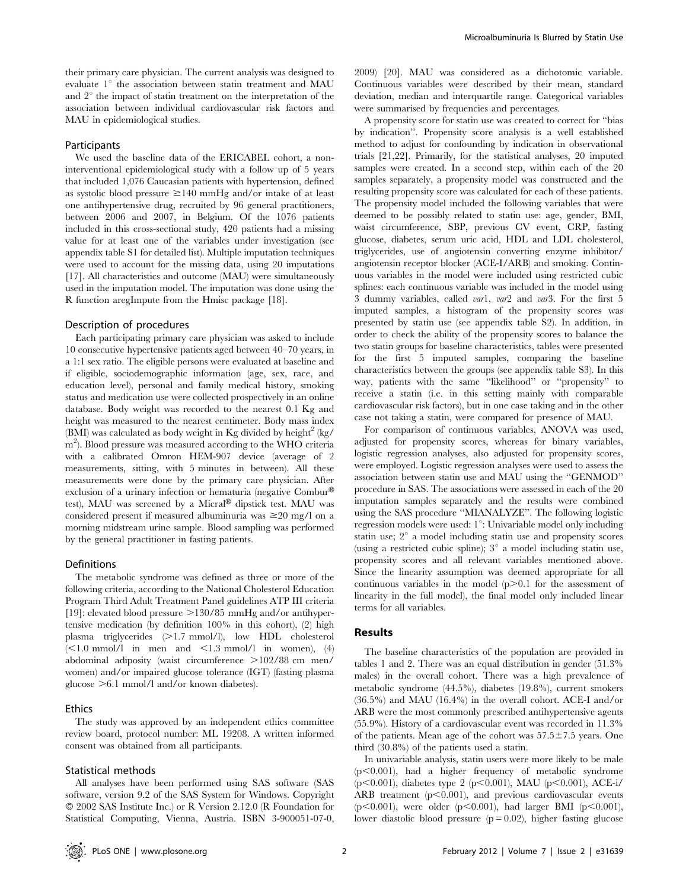their primary care physician. The current analysis was designed to evaluate 1° the association between statin treatment and MAU and 2° the impact of statin treatment on the interpretation of the association between individual cardiovascular risk factors and MAU in epidemiological studies.

### Participants

We used the baseline data of the ERICABEL cohort, a non-interventional epidemiological study with a follow up of 5 years that included 1,076 Caucasian patients with hypertension, defined as systolic blood pressure ≥140 mmHg and/or intake of at least one antihypertensive drug, recruited by 96 general practitioners, between 2006 and 2007, in Belgium. Of the 1076 patients included in this cross-sectional study, 420 patients had a missing value for at least one of the variables under investigation (see appendix table S1 for detailed list). Multiple imputation techniques were used to account for the missing data, using 20 imputations [17]. All characteristics and outcome (MAU) were simultaneously used in the imputation model. The imputation was done using the R function aregImpute from the Hmisc package [18].

### Description of procedures

Each participating primary care physician was asked to include 10 consecutive hypertensive patients aged between 40–70 years, in a 1:1 sex ratio. The eligible persons were evaluated at baseline and if eligible, sociodemographic information (age, sex, race, and education level), personal and family medical history, smoking status and medication use were collected prospectively in an online database. Body weight was recorded to the nearest 0.1 Kg and height was measured to the nearest centimeter. Body mass index (BMI) was calculated as body weight in Kg divided by height$^2$ (kg/m$^2$). Blood pressure was measured according to the WHO criteria with a calibrated Omron HEM-907 device (average of 2 measurements, sitting, with 5 minutes in between). All these measurements were done by the primary care physician. After exclusion of a urinary infection or hematuria (negative Combur® test), MAU was screened by a Micral® dipstick test. MAU was considered present if measured albuminuria was ≥20 mg/l on a morning midstream urine sample. Blood sampling was performed by the general practitioner in fasting patients.

### Definitions

The metabolic syndrome was defined as three or more of the following criteria, according to the National Cholesterol Education Program Third Adult Treatment Panel guidelines ATP III criteria [19]: elevated blood pressure >130/85 mmHg and/or antihypertensive medication (by definition 100% in this cohort), (2) high plasma triglycerides (>1.7 mmol/l), low HDL cholesterol (<1.0 mmol/l in men and <1.3 mmol/l in women), (4) abdominal adiposity (waist circumference >102/88 cm men/women) and/or impaired glucose tolerance (IGT) (fasting plasma glucose >6.1 mmol/l and/or known diabetes).

### Ethics

The study was approved by an independent ethics committee review board, protocol number: ML 19208. A written informed consent was obtained from all participants.

### Statistical methods

All analyses have been performed using SAS software (SAS software, version 9.2 of the SAS System for Windows. Copyright © 2002 SAS Institute Inc.) or R Version 2.12.0 (R Foundation for Statistical Computing, Vienna, Austria. ISBN 3-900051-07-0, 2009) [20]. MAU was considered as a dichotomic variable. Continuous variables were described by their mean, standard deviation, median and interquartile range. Categorical variables were summarised by frequencies and percentages.

A propensity score for statin use was created to correct for "bias by indication". Propensity score analysis is a well established method to adjust for confounding by indication in observational trials [21,22]. Primarily, for the statistical analyses, 20 imputed samples were created. In a second step, within each of the 20 samples separately, a propensity model was constructed and the resulting propensity score was calculated for each of these patients. The propensity model included the following variables that were deemed to be possibly related to statin use: age, gender, BMI, waist circumference, SBP, previous CV event, CRP, fasting glucose, diabetes, serum uric acid, HDL and LDL cholesterol, triglycerides, use of angiotensin converting enzyme inhibitor/angiotensin receptor blocker (ACE-I/ARB) and smoking. Continuous variables in the model were included using restricted cubic splines: each continuous variable was included in the model using 3 dummy variables, called *var*1, *var*2 and *var*3. For the first 5 imputed samples, a histogram of the propensity scores was presented by statin use (see appendix table S2). In addition, in order to check the ability of the propensity scores to balance the two statin groups for baseline characteristics, tables were presented for the first 5 imputed samples, comparing the baseline characteristics between the groups (see appendix table S3). In this way, patients with the same "likelihood" or "propensity" to receive a statin (i.e. in this setting mainly with comparable cardiovascular risk factors), but in one case taking and in the other case not taking a statin, were compared for presence of MAU.

For comparison of continuous variables, ANOVA was used, adjusted for propensity scores, whereas for binary variables, logistic regression analyses, also adjusted for propensity scores, were employed. Logistic regression analyses were used to assess the association between statin use and MAU using the "GENMOD" procedure in SAS. The associations were assessed in each of the 20 imputation samples separately and the results were combined using the SAS procedure "MIANALYZE". The following logistic regression models were used: 1°: Univariable model only including statin use; 2° a model including statin use and propensity scores (using a restricted cubic spline); 3° a model including statin use, propensity scores and all relevant variables mentioned above. Since the linearity assumption was deemed appropriate for all continuous variables in the model ($p>0.1$ for the assessment of linearity in the full model), the final model only included linear terms for all variables.

## Results

The baseline characteristics of the population are provided in tables 1 and 2. There was an equal distribution in gender (51.3% males) in the overall cohort. There was a high prevalence of metabolic syndrome (44.5%), diabetes (19.8%), current smokers (36.5%) and MAU (16.4%) in the overall cohort. ACE-I and/or ARB were the most commonly prescribed antihypertensive agents (55.9%). History of a cardiovascular event was recorded in 11.3% of the patients. Mean age of the cohort was 57.5±7.5 years. One third (30.8%) of the patients used a statin.

In univariable analysis, statin users were more likely to be male ($p<0.001$), had a higher frequency of metabolic syndrome ($p<0.001$), diabetes type 2 ($p<0.001$), MAU ($p<0.001$), ACE-i/ARB treatment ($p<0.001$), and previous cardiovascular events ($p<0.001$), were older ($p<0.001$), had larger BMI ($p<0.001$), lower diastolic blood pressure ($p=0.02$), higher fasting glucose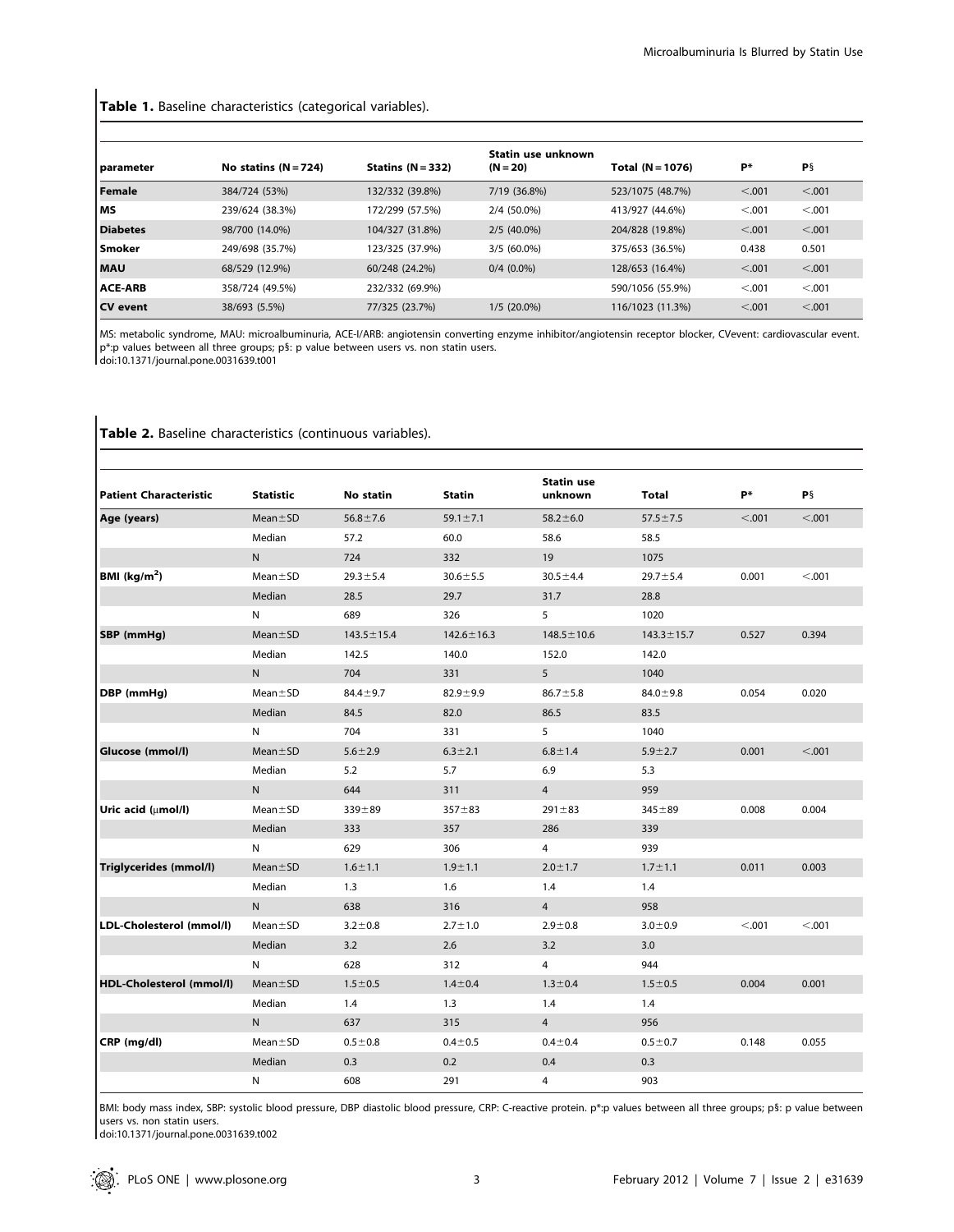**Table 1.** Baseline characteristics (categorical variables).

| parameter | No statins (N = 724) | Statins (N = 332) | Statin use unknown (N = 20) | Total (N = 1076) | P* | P§ |
|---|---|---|---|---|---|---|
| **Female** | 384/724 (53%) | 132/332 (39.8%) | 7/19 (36.8%) | 523/1075 (48.7%) | <.001 | <.001 |
| **MS** | 239/624 (38.3%) | 172/299 (57.5%) | 2/4 (50.0%) | 413/927 (44.6%) | <.001 | <.001 |
| **Diabetes** | 98/700 (14.0%) | 104/327 (31.8%) | 2/5 (40.0%) | 204/828 (19.8%) | <.001 | <.001 |
| **Smoker** | 249/698 (35.7%) | 123/325 (37.9%) | 3/5 (60.0%) | 375/653 (36.5%) | 0.438 | 0.501 |
| **MAU** | 68/529 (12.9%) | 60/248 (24.2%) | 0/4 (0.0%) | 128/653 (16.4%) | <.001 | <.001 |
| **ACE-ARB** | 358/724 (49.5%) | 232/332 (69.9%) | | 590/1056 (55.9%) | <.001 | <.001 |
| **CV event** | 38/693 (5.5%) | 77/325 (23.7%) | 1/5 (20.0%) | 116/1023 (11.3%) | <.001 | <.001 |

MS: metabolic syndrome, MAU: microalbuminuria, ACE-I/ARB: angiotensin converting enzyme inhibitor/angiotensin receptor blocker, CVevent: cardiovascular event. p*:p values between all three groups; p§: p value between users vs. non statin users.
doi:10.1371/journal.pone.0031639.t001

**Table 2.** Baseline characteristics (continuous variables).

| Patient Characteristic | Statistic | No statin | Statin | Statin use unknown | Total | P* | P§ |
|---|---|---|---|---|---|---|---|
| **Age (years)** | Mean±SD | 56.8±7.6 | 59.1±7.1 | 58.2±6.0 | 57.5±7.5 | <.001 | <.001 |
| | Median | 57.2 | 60.0 | 58.6 | 58.5 | | |
| | N | 724 | 332 | 19 | 1075 | | |
| **BMI (kg/m$^2$)** | Mean±SD | 29.3±5.4 | 30.6±5.5 | 30.5±4.4 | 29.7±5.4 | 0.001 | <.001 |
| | Median | 28.5 | 29.7 | 31.7 | 28.8 | | |
| | N | 689 | 326 | 5 | 1020 | | |
| **SBP (mmHg)** | Mean±SD | 143.5±15.4 | 142.6±16.3 | 148.5±10.6 | 143.3±15.7 | 0.527 | 0.394 |
| | Median | 142.5 | 140.0 | 152.0 | 142.0 | | |
| | N | 704 | 331 | 5 | 1040 | | |
| **DBP (mmHg)** | Mean±SD | 84.4±9.7 | 82.9±9.9 | 86.7±5.8 | 84.0±9.8 | 0.054 | 0.020 |
| | Median | 84.5 | 82.0 | 86.5 | 83.5 | | |
| | N | 704 | 331 | 5 | 1040 | | |
| **Glucose (mmol/l)** | Mean±SD | 5.6±2.9 | 6.3±2.1 | 6.8±1.4 | 5.9±2.7 | 0.001 | <.001 |
| | Median | 5.2 | 5.7 | 6.9 | 5.3 | | |
| | N | 644 | 311 | 4 | 959 | | |
| **Uric acid (μmol/l)** | Mean±SD | 339±89 | 357±83 | 291±83 | 345±89 | 0.008 | 0.004 |
| | Median | 333 | 357 | 286 | 339 | | |
| | N | 629 | 306 | 4 | 939 | | |
| **Triglycerides (mmol/l)** | Mean±SD | 1.6±1.1 | 1.9±1.1 | 2.0±1.7 | 1.7±1.1 | 0.011 | 0.003 |
| | Median | 1.3 | 1.6 | 1.4 | 1.4 | | |
| | N | 638 | 316 | 4 | 958 | | |
| **LDL-Cholesterol (mmol/l)** | Mean±SD | 3.2±0.8 | 2.7±1.0 | 2.9±0.8 | 3.0±0.9 | <.001 | <.001 |
| | Median | 3.2 | 2.6 | 3.2 | 3.0 | | |
| | N | 628 | 312 | 4 | 944 | | |
| **HDL-Cholesterol (mmol/l)** | Mean±SD | 1.5±0.5 | 1.4±0.4 | 1.3±0.4 | 1.5±0.5 | 0.004 | 0.001 |
| | Median | 1.4 | 1.3 | 1.4 | 1.4 | | |
| | N | 637 | 315 | 4 | 956 | | |
| **CRP (mg/dl)** | Mean±SD | 0.5±0.8 | 0.4±0.5 | 0.4±0.4 | 0.5±0.7 | 0.148 | 0.055 |
| | Median | 0.3 | 0.2 | 0.4 | 0.3 | | |
| | N | 608 | 291 | 4 | 903 | | |

BMI: body mass index, SBP: systolic blood pressure, DBP diastolic blood pressure, CRP: C-reactive protein. p*:p values between all three groups; p§: p value between users vs. non statin users.
doi:10.1371/journal.pone.0031639.t002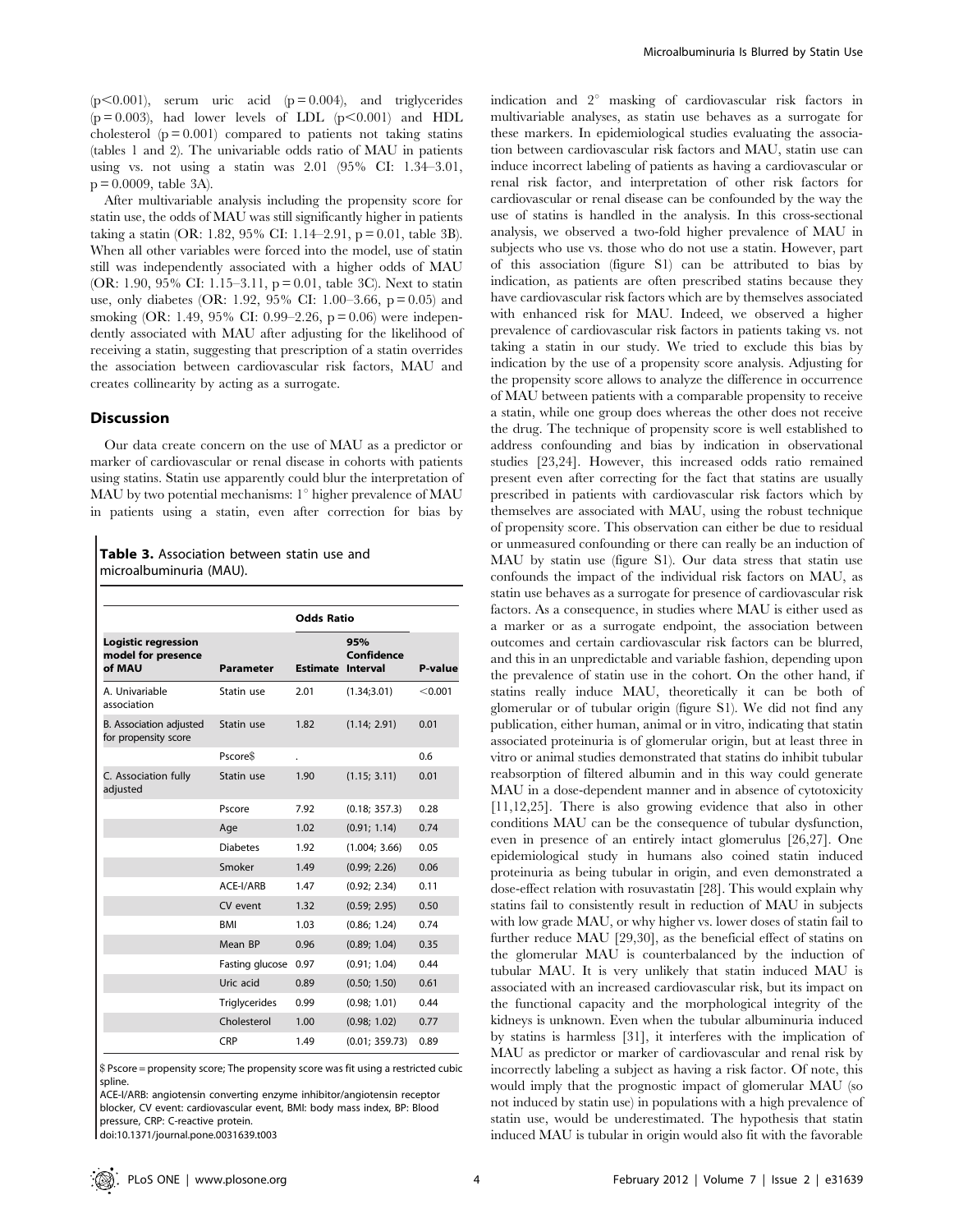($p<0.001$), serum uric acid ($p=0.004$), and triglycerides ($p=0.003$), had lower levels of LDL ($p<0.001$) and HDL cholesterol ($p=0.001$) compared to patients not taking statins (tables 1 and 2). The univariable odds ratio of MAU in patients using vs. not using a statin was 2.01 (95% CI: 1.34–3.01, $p=0.0009$, table 3A).

After multivariable analysis including the propensity score for statin use, the odds of MAU was still significantly higher in patients taking a statin (OR: 1.82, 95% CI: 1.14–2.91, $p=0.01$, table 3B). When all other variables were forced into the model, use of statin still was independently associated with a higher odds of MAU (OR: 1.90, 95% CI: 1.15–3.11, $p=0.01$, table 3C). Next to statin use, only diabetes (OR: 1.92, 95% CI: 1.00–3.66, $p=0.05$) and smoking (OR: 1.49, 95% CI: 0.99–2.26, $p=0.06$) were independently associated with MAU after adjusting for the likelihood of receiving a statin, suggesting that prescription of a statin overrides the association between cardiovascular risk factors, MAU and creates collinearity by acting as a surrogate.

## Discussion

Our data create concern on the use of MAU as a predictor or marker of cardiovascular or renal disease in cohorts with patients using statins. Statin use apparently could blur the interpretation of MAU by two potential mechanisms: 1° higher prevalence of MAU in patients using a statin, even after correction for bias by indication and 2° masking of cardiovascular risk factors in multivariable analyses, as statin use behaves as a surrogate for these markers. In epidemiological studies evaluating the association between cardiovascular risk factors and MAU, statin use can induce incorrect labeling of patients as having a cardiovascular or renal risk factor, and interpretation of other risk factors for cardiovascular or renal disease can be confounded by the way the use of statins is handled in the analysis. In this cross-sectional analysis, we observed a two-fold higher prevalence of MAU in subjects who use vs. those who do not use a statin. However, part of this association (figure S1) can be attributed to bias by indication, as patients are often prescribed statins because they have cardiovascular risk factors which are by themselves associated with enhanced risk for MAU. Indeed, we observed a higher prevalence of cardiovascular risk factors in patients taking vs. not taking a statin in our study. We tried to exclude this bias by indication by the use of a propensity score analysis. Adjusting for the propensity score allows to analyze the difference in occurrence of MAU between patients with a comparable propensity to receive a statin, while one group does whereas the other does not receive the drug. The technique of propensity score is well established to address confounding and bias by indication in observational studies [23,24]. However, this increased odds ratio remained present even after correcting for the fact that statins are usually prescribed in patients with cardiovascular risk factors which by themselves are associated with MAU, using the robust technique of propensity score. This observation can either be due to residual or unmeasured confounding or there can really be an induction of MAU by statin use (figure S1). Our data stress that statin use confounds the impact of the individual risk factors on MAU, as statin use behaves as a surrogate for presence of cardiovascular risk factors. As a consequence, in studies where MAU is either used as a marker or as a surrogate endpoint, the association between outcomes and certain cardiovascular risk factors can be blurred, and this in an unpredictable and variable fashion, depending upon the prevalence of statin use in the cohort. On the other hand, if statins really induce MAU, theoretically it can be both of glomerular or of tubular origin (figure S1). We did not find any publication, either human, animal or in vitro, indicating that statin associated proteinuria is of glomerular origin, but at least three in vitro or animal studies demonstrated that statins do inhibit tubular reabsorption of filtered albumin and in this way could generate MAU in a dose-dependent manner and in absence of cytotoxicity [11,12,25]. There is also growing evidence that also in other conditions MAU can be the consequence of tubular dysfunction, even in presence of an entirely intact glomerulus [26,27]. One epidemiological study in humans also coined statin induced proteinuria as being tubular in origin, and even demonstrated a dose-effect relation with rosuvastatin [28]. This would explain why statins fail to consistently result in reduction of MAU in subjects with low grade MAU, or why higher vs. lower doses of statin fail to further reduce MAU [29,30], as the beneficial effect of statins on the glomerular MAU is counterbalanced by the induction of tubular MAU. It is very unlikely that statin induced MAU is associated with an increased cardiovascular risk, but its impact on the functional capacity and the morphological integrity of the kidneys is unknown. Even when the tubular albuminuria induced by statins is harmless [31], it interferes with the implication of MAU as predictor or marker of cardiovascular and renal risk by incorrectly labeling a subject as having a risk factor. Of note, this would imply that the prognostic impact of glomerular MAU (so not induced by statin use) in populations with a high prevalence of statin use, would be underestimated. The hypothesis that statin induced MAU is tubular in origin would also fit with the favorable

**Table 3.** Association between statin use and microalbuminuria (MAU).

| Logistic regression model for presence of MAU | Parameter | Odds Ratio Estimate | 95% Confidence Interval | P-value |
|---|---|---|---|---|
| A. Univariable association | Statin use | 2.01 | (1.34;3.01) | <0.001 |
| B. Association adjusted for propensity score | Statin use | 1.82 | (1.14; 2.91) | 0.01 |
| | Pscore$ | . | | 0.6 |
| C. Association fully adjusted | Statin use | 1.90 | (1.15; 3.11) | 0.01 |
| | Pscore | 7.92 | (0.18; 357.3) | 0.28 |
| | Age | 1.02 | (0.91; 1.14) | 0.74 |
| | Diabetes | 1.92 | (1.004; 3.66) | 0.05 |
| | Smoker | 1.49 | (0.99; 2.26) | 0.06 |
| | ACE-I/ARB | 1.47 | (0.92; 2.34) | 0.11 |
| | CV event | 1.32 | (0.59; 2.95) | 0.50 |
| | BMI | 1.03 | (0.86; 1.24) | 0.74 |
| | Mean BP | 0.96 | (0.89; 1.04) | 0.35 |
| | Fasting glucose | 0.97 | (0.91; 1.04) | 0.44 |
| | Uric acid | 0.89 | (0.50; 1.50) | 0.61 |
| | Triglycerides | 0.99 | (0.98; 1.01) | 0.44 |
| | Cholesterol | 1.00 | (0.98; 1.02) | 0.77 |
| | CRP | 1.49 | (0.01; 359.73) | 0.89 |

$ Pscore = propensity score; The propensity score was fit using a restricted cubic spline.

ACE-I/ARB: angiotensin converting enzyme inhibitor/angiotensin receptor blocker, CV event: cardiovascular event, BMI: body mass index, BP: Blood pressure, CRP: C-reactive protein.

doi:10.1371/journal.pone.0031639.t003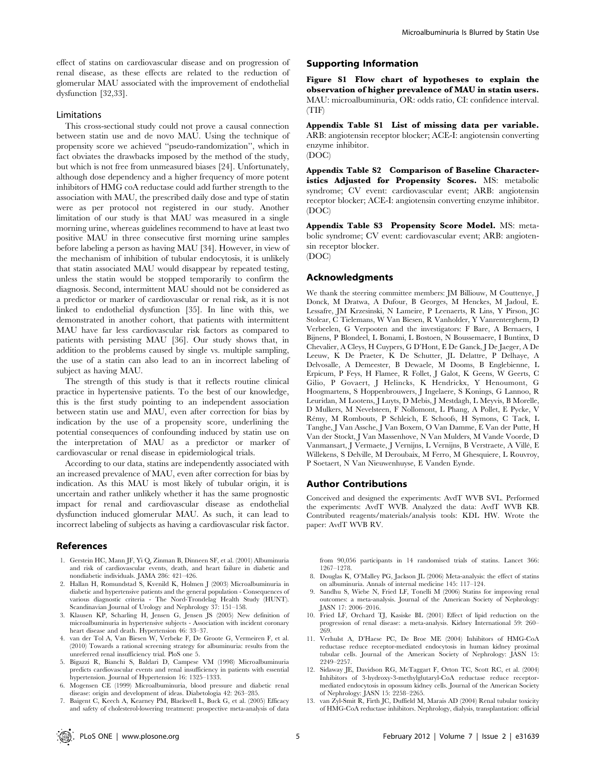effect of statins on cardiovascular disease and on progression of renal disease, as these effects are related to the reduction of glomerular MAU associated with the improvement of endothelial dysfunction [32,33].

### Limitations

This cross-sectional study could not prove a causal connection between statin use and de novo MAU. Using the technique of propensity score we achieved "pseudo-randomization", which in fact obviates the drawbacks imposed by the method of the study, but which is not free from unmeasured biases [24]. Unfortunately, although dose dependency and a higher frequency of more potent inhibitors of HMG coA reductase could add further strength to the association with MAU, the prescribed daily dose and type of statin were as per protocol not registered in our study. Another limitation of our study is that MAU was measured in a single morning urine, whereas guidelines recommend to have at least two positive MAU in three consecutive first morning urine samples before labeling a person as having MAU [34]. However, in view of the mechanism of inhibition of tubular endocytosis, it is unlikely that statin associated MAU would disappear by repeated testing, unless the statin would be stopped temporarily to confirm the diagnosis. Second, intermittent MAU should not be considered as a predictor or marker of cardiovascular or renal risk, as it is not linked to endothelial dysfunction [35]. In line with this, we demonstrated in another cohort, that patients with intermittent MAU have far less cardiovascular risk factors as compared to patients with persisting MAU [36]. Our study shows that, in addition to the problems caused by single vs. multiple sampling, the use of a statin can also lead to an in incorrect labeling of subject as having MAU.

The strength of this study is that it reflects routine clinical practice in hypertensive patients. To the best of our knowledge, this is the first study pointing to an independent association between statin use and MAU, even after correction for bias by indication by the use of a propensity score, underlining the potential consequences of confounding induced by statin use on the interpretation of MAU as a predictor or marker of cardiovascular or renal disease in epidemiological trials.

According to our data, statins are independently associated with an increased prevalence of MAU, even after correction for bias by indication. As this MAU is most likely of tubular origin, it is uncertain and rather unlikely whether it has the same prognostic impact for renal and cardiovascular disease as endothelial dysfunction induced glomerular MAU. As such, it can lead to incorrect labeling of subjects as having a cardiovascular risk factor.

## Supporting Information

**Figure S1 Flow chart of hypotheses to explain the observation of higher prevalence of MAU in statin users.** MAU: microalbuminuria, OR: odds ratio, CI: confidence interval. (TIF)

**Appendix Table S1 List of missing data per variable.** ARB: angiotensin receptor blocker; ACE-I: angiotensin converting enzyme inhibitor. (DOC)

**Appendix Table S2 Comparison of Baseline Characteristics Adjusted for Propensity Scores.** MS: metabolic syndrome; CV event: cardiovascular event; ARB: angiotensin receptor blocker; ACE-I: angiotensin converting enzyme inhibitor. (DOC)

**Appendix Table S3 Propensity Score Model.** MS: metabolic syndrome; CV event: cardiovascular event; ARB: angiotensin receptor blocker. (DOC)

## Acknowledgments

We thank the steering committee members: JM Billiouw, M Couttenye, J Donck, M Dratwa, A Dufour, B Georges, M Henckes, M Jadoul, E. Lessafre, JM Krzesinski, N Lameire, P Leenaerts, R Lins, Y Pirson, JC Stolear, C Tielemans, W Van Biesen, R Vanholder, Y Vanrenterghem, D Verbeelen, G Verpooten and the investigators: F Bare, A Bernaers, I Bijnens, P Blondeel, L Bonami, L Bostoen, N Boussemaere, I Buntinx, D Chevalier, A Cleys, H Cuypers, G D'Hont, E De Ganck, J De Jaeger, A De Leeuw, K De Praeter, K De Schutter, JL Delattre, P Delhaye, A Delvosalle, A Demeester, B Dewaele, M Dooms, B Englebienne, L Erpicum, P Feys, H Flamee, R Follet, J Galot, K Geens, W Geerts, C Gilio, P Govaert, J Helincks, K Hendrickx, Y Henoumont, G Hoogmartens, S Hoppenbrouwers, J Ingelaere, S Konings, G Lannoo, R Leuridan, M Lootens, J Luyts, D Mebis, J Mestdagh, L Meyvis, B Morelle, D Mulkers, M Nevelsteen, F Nollomont, L Phang, A Pollet, E Pycke, V Rémy, M Rombouts, P Schleich, E Schoofs, H Symons, C Tack, L Tanghe, J Van Assche, J Van Boxem, O Van Damme, E Van der Putte, H Van der Stockt, J Van Massenhove, N Van Mulders, M Vande Voorde, D Vanmansart, J Vermaete, J Vernijns, L Vernijns, B Verstraete, A Villé, E Willekens, S Delville, M Deroubaix, M Ferro, M Ghesquiere, L Rouvroy, P Soetaert, N Van Nieuwenhuyse, E Vanden Eynde.

## Author Contributions

Conceived and designed the experiments: AvdT WVB SVL. Performed the experiments: AvdT WVB. Analyzed the data: AvdT WVB KB. Contributed reagents/materials/analysis tools: KDL HW. Wrote the paper: AvdT WVB RV.

## References

1. Gerstein HC, Mann JF, Yi Q, Zinman B, Dinneen SF, et al. (2001) Albuminuria and risk of cardiovascular events, death, and heart failure in diabetic and nondiabetic individuals. JAMA 286: 421–426.
2. Hallan H, Romundstad S, Kvenild K, Holmen J (2003) Microalbuminuria in diabetic and hypertensive patients and the general population - Consequences of various diagnostic criteria - The Nord-Trondelag Health Study (HUNT). Scandinavian Journal of Urology and Nephrology 37: 151–158.
3. Klausen KP, Scharling H, Jensen G, Jensen JS (2005) New definition of microalbuminuria in hypertensive subjects - Association with incident coronary heart disease and death. Hypertension 46: 33–37.
4. van der Tol A, Van Biesen W, Verbeke F, De Groote G, Vermeiren F, et al. (2010) Towards a rational screening strategy for albuminuria: results from the unreferred renal insufficiency trial. PloS one 5.
5. Bigazzi R, Bianchi S, Baldari D, Campese VM (1998) Microalbuminuria predicts cardiovascular events and renal insufficiency in patients with essential hypertension. Journal of Hypertension 16: 1325–1333.
6. Mogensen CE (1999) Microalbuminuria, blood pressure and diabetic renal disease: origin and development of ideas. Diabetologia 42: 263–285.
7. Baigent C, Keech A, Kearney PM, Blackwell L, Buck G, et al. (2005) Efficacy and safety of cholesterol-lowering treatment: prospective meta-analysis of data from 90,056 participants in 14 randomised trials of statins. Lancet 366: 1267–1278.
8. Douglas K, O'Malley PG, Jackson JL (2006) Meta-analysis: the effect of statins on albuminuria. Annals of internal medicine 145: 117–124.
9. Sandhu S, Wiebe N, Fried LF, Tonelli M (2006) Statins for improving renal outcomes: a meta-analysis. Journal of the American Society of Nephrology: JASN 17: 2006–2016.
10. Fried LF, Orchard TJ, Kasiske BL (2001) Effect of lipid reduction on the progression of renal disease: a meta-analysis. Kidney International 59: 260–269.
11. Verhulst A, D'Haese PC, De Broe ME (2004) Inhibitors of HMG-CoA reductase reduce receptor-mediated endocytosis in human kidney proximal tubular cells. Journal of the American Society of Nephrology: JASN 15: 2249–2257.
12. Sidaway JE, Davidson RG, McTaggart F, Orton TC, Scott RC, et al. (2004) Inhibitors of 3-hydroxy-3-methylglutaryl-CoA reductase reduce receptor-mediated endocytosis in opossum kidney cells. Journal of the American Society of Nephrology: JASN 15: 2258–2265.
13. van Zyl-Smit R, Firth JC, Duffield M, Marais AD (2004) Renal tubular toxicity of HMG-CoA reductase inhibitors. Nephrology, dialysis, transplantation: official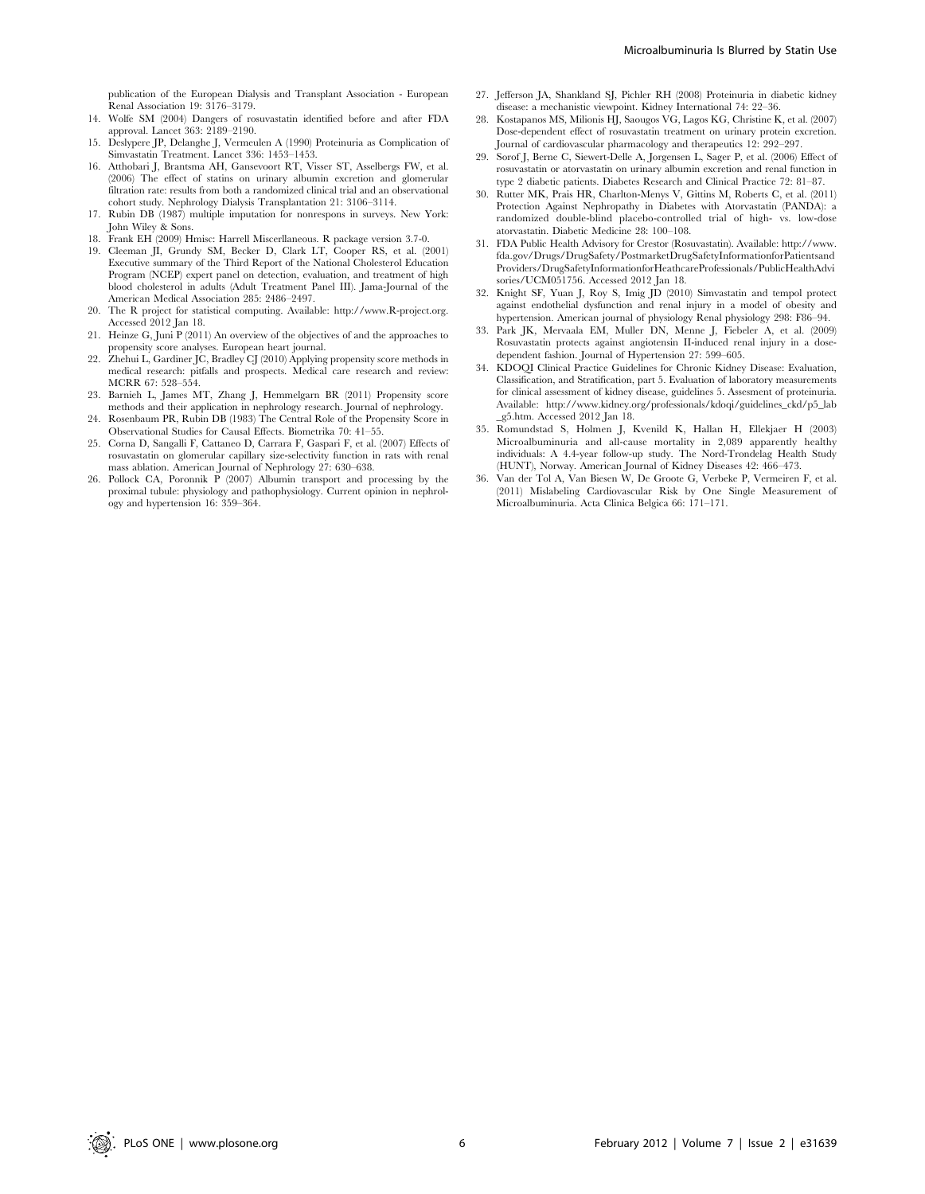publication of the European Dialysis and Transplant Association - European Renal Association 19: 3176–3179.

14. Wolfe SM (2004) Dangers of rosuvastatin identified before and after FDA approval. Lancet 363: 2189–2190.
15. Deslypere JP, Delanghe J, Vermeulen A (1990) Proteinuria as Complication of Simvastatin Treatment. Lancet 336: 1453–1453.
16. Atthobari J, Brantsma AH, Gansevoort RT, Visser ST, Asselbergs FW, et al. (2006) The effect of statins on urinary albumin excretion and glomerular filtration rate: results from both a randomized clinical trial and an observational cohort study. Nephrology Dialysis Transplantation 21: 3106–3114.
17. Rubin DB (1987) multiple imputation for nonrespons in surveys. New York: John Wiley & Sons.
18. Frank EH (2009) Hmisc: Harrell Miscerllaneous. R package version 3.7-0.
19. Cleeman JI, Grundy SM, Becker D, Clark LT, Cooper RS, et al. (2001) Executive summary of the Third Report of the National Cholesterol Education Program (NCEP) expert panel on detection, evaluation, and treatment of high blood cholesterol in adults (Adult Treatment Panel III). Jama-Journal of the American Medical Association 285: 2486–2497.
20. The R project for statistical computing. Available: http://www.R-project.org. Accessed 2012 Jan 18.
21. Heinze G, Juni P (2011) An overview of the objectives of and the approaches to propensity score analyses. European heart journal.
22. Zhehui L, Gardiner JC, Bradley CJ (2010) Applying propensity score methods in medical research: pitfalls and prospects. Medical care research and review: MCRR 67: 528–554.
23. Barnieh L, James MT, Zhang J, Hemmelgarn BR (2011) Propensity score methods and their application in nephrology research. Journal of nephrology.
24. Rosenbaum PR, Rubin DB (1983) The Central Role of the Propensity Score in Observational Studies for Causal Effects. Biometrika 70: 41–55.
25. Corna D, Sangalli F, Cattaneo D, Carrara F, Gaspari F, et al. (2007) Effects of rosuvastatin on glomerular capillary size-selectivity function in rats with renal mass ablation. American Journal of Nephrology 27: 630–638.
26. Pollock CA, Poronnik P (2007) Albumin transport and processing by the proximal tubule: physiology and pathophysiology. Current opinion in nephrology and hypertension 16: 359–364.
27. Jefferson JA, Shankland SJ, Pichler RH (2008) Proteinuria in diabetic kidney disease: a mechanistic viewpoint. Kidney International 74: 22–36.
28. Kostapanos MS, Milionis HJ, Saougos VG, Lagos KG, Christine K, et al. (2007) Dose-dependent effect of rosuvastatin treatment on urinary protein excretion. Journal of cardiovascular pharmacology and therapeutics 12: 292–297.
29. Sorof J, Berne C, Siewert-Delle A, Jorgensen L, Sager P, et al. (2006) Effect of rosuvastatin or atorvastatin on urinary albumin excretion and renal function in type 2 diabetic patients. Diabetes Research and Clinical Practice 72: 81–87.
30. Rutter MK, Prais HR, Charlton-Menys V, Gittins M, Roberts C, et al. (2011) Protection Against Nephropathy in Diabetes with Atorvastatin (PANDA): a randomized double-blind placebo-controlled trial of high- vs. low-dose atorvastatin. Diabetic Medicine 28: 100–108.
31. FDA Public Health Advisory for Crestor (Rosuvastatin). Available: http://www.fda.gov/Drugs/DrugSafety/PostmarketDrugSafetyInformationforPatientsandProviders/DrugSafetyInformationforHeathcareProfessionals/PublicHealthAdvisories/UCM051756. Accessed 2012 Jan 18.
32. Knight SF, Yuan J, Roy S, Imig JD (2010) Simvastatin and tempol protect against endothelial dysfunction and renal injury in a model of obesity and hypertension. American journal of physiology Renal physiology 298: F86–94.
33. Park JK, Mervaala EM, Muller DN, Menne J, Fiebeler A, et al. (2009) Rosuvastatin protects against angiotensin II-induced renal injury in a dose-dependent fashion. Journal of Hypertension 27: 599–605.
34. KDOQI Clinical Practice Guidelines for Chronic Kidney Disease: Evaluation, Classification, and Stratification, part 5. Evaluation of laboratory measurements for clinical assessment of kidney disease, guidelines 5. Assesment of proteinuria. Available: http://www.kidney.org/professionals/kdoqi/guidelines_ckd/p5_lab_g5.htm. Accessed 2012 Jan 18.
35. Romundstad S, Holmen J, Kvenild K, Hallan H, Ellekjaer H (2003) Microalbuminuria and all-cause mortality in 2,089 apparently healthy individuals: A 4.4-year follow-up study. The Nord-Trondelag Health Study (HUNT), Norway. American Journal of Kidney Diseases 42: 466–473.
36. Van der Tol A, Van Biesen W, De Groote G, Verbeke P, Vermeiren F, et al. (2011) Mislabeling Cardiovascular Risk by One Single Measurement of Microalbuminuria. Acta Clinica Belgica 66: 171–171.